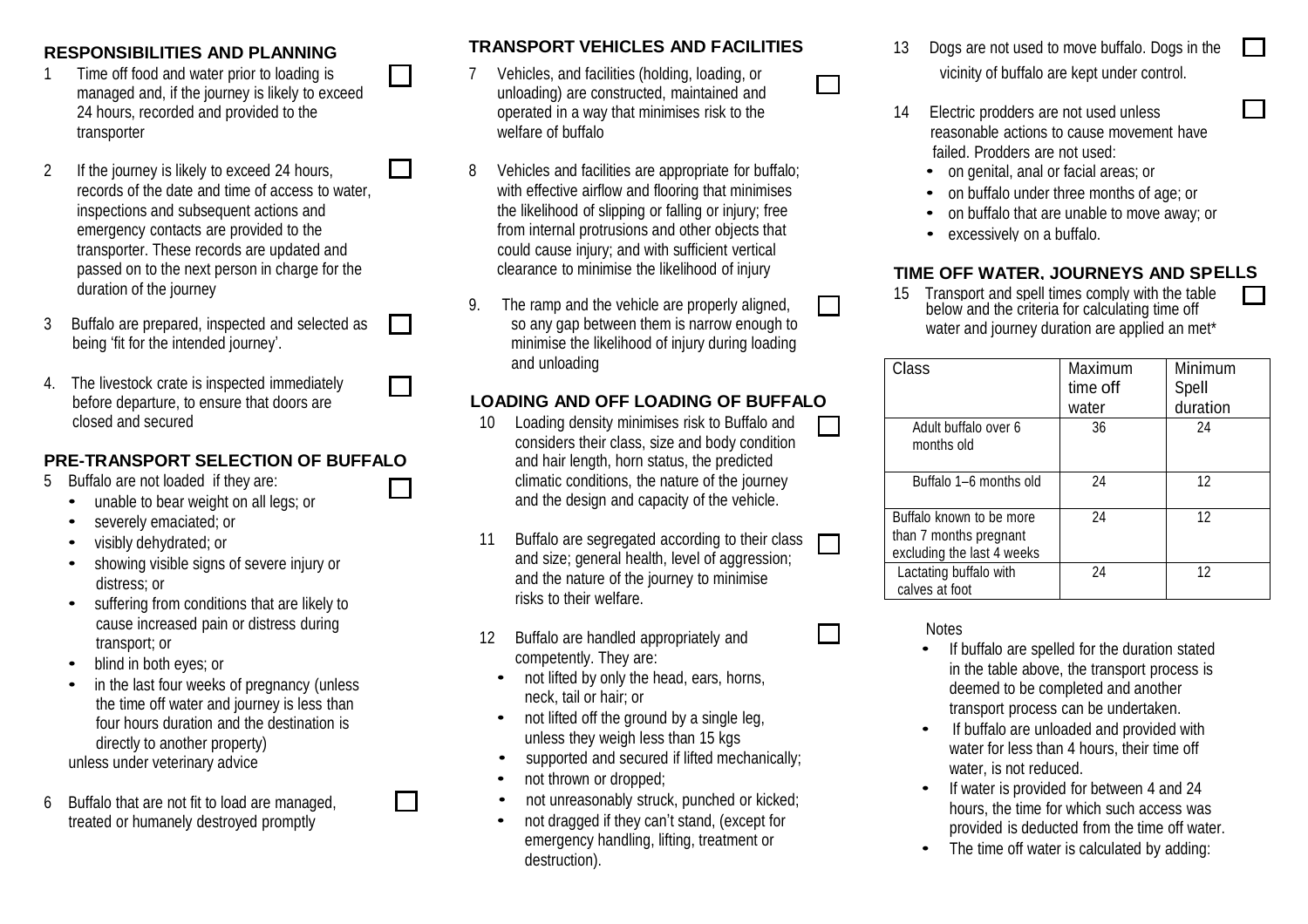## RESPONSIBILITIES AND PLANNING

1. Time off food and water prior to loading is managed and, if the journey is likely to exceed 24 hours, recorded and provided to the transporter ☐

2. If the journey is likely to exceed 24 hours, records of the date and time of access to water, inspections and subsequent actions and emergency contacts are provided to the transporter. These records are updated and passed on to the next person in charge for the duration of the journey ☐

3. Buffalo are prepared, inspected and selected as being 'fit for the intended journey'. ☐

4. The livestock crate is inspected immediately before departure, to ensure that doors are closed and secured ☐

## PRE-TRANSPORT SELECTION OF BUFFALO

5. Buffalo are not loaded if they are: ☐
   - unable to bear weight on all legs; or
   - severely emaciated; or
   - visibly dehydrated; or
   - showing visible signs of severe injury or distress; or
   - suffering from conditions that are likely to cause increased pain or distress during transport; or
   - blind in both eyes; or
   - in the last four weeks of pregnancy (unless the time off water and journey is less than four hours duration and the destination is directly to another property)

   unless under veterinary advice

6. Buffalo that are not fit to load are managed, treated or humanely destroyed promptly ☐

## TRANSPORT VEHICLES AND FACILITIES

7. Vehicles, and facilities (holding, loading, or unloading) are constructed, maintained and operated in a way that minimises risk to the welfare of buffalo ☐

8. Vehicles and facilities are appropriate for buffalo; with effective airflow and flooring that minimises the likelihood of slipping or falling or injury; free from internal protrusions and other objects that could cause injury; and with sufficient vertical clearance to minimise the likelihood of injury

9. The ramp and the vehicle are properly aligned, so any gap between them is narrow enough to minimise the likelihood of injury during loading and unloading ☐

## LOADING AND OFF LOADING OF BUFFALO

10. Loading density minimises risk to Buffalo and considers their class, size and body condition and hair length, horn status, the predicted climatic conditions, the nature of the journey and the design and capacity of the vehicle. ☐

11. Buffalo are segregated according to their class and size; general health, level of aggression; and the nature of the journey to minimise risks to their welfare. ☐

12. Buffalo are handled appropriately and competently. They are: ☐
    - not lifted by only the head, ears, horns, neck, tail or hair; or
    - not lifted off the ground by a single leg, unless they weigh less than 15 kgs
    - supported and secured if lifted mechanically;
    - not thrown or dropped;
    - not unreasonably struck, punched or kicked;
    - not dragged if they can't stand, (except for emergency handling, lifting, treatment or destruction).

13. Dogs are not used to move buffalo. Dogs in the vicinity of buffalo are kept under control. ☐

14. Electric prodders are not used unless reasonable actions to cause movement have failed. Prodders are not used: ☐
    - on genital, anal or facial areas; or
    - on buffalo under three months of age; or
    - on buffalo that are unable to move away; or
    - excessively on a buffalo.

## TIME OFF WATER, JOURNEYS AND SPELLS

15. Transport and spell times comply with the table below and the criteria for calculating time off water and journey duration are applied an met* ☐

| Class | Maximum time off water | Minimum Spell duration |
|---|---|---|
| Adult buffalo over 6 months old | 36 | 24 |
| Buffalo 1–6 months old | 24 | 12 |
| Buffalo known to be more than 7 months pregnant excluding the last 4 weeks | 24 | 12 |
| Lactating buffalo with calves at foot | 24 | 12 |

Notes

- If buffalo are spelled for the duration stated in the table above, the transport process is deemed to be completed and another transport process can be undertaken.
- If buffalo are unloaded and provided with water for less than 4 hours, their time off water, is not reduced.
- If water is provided for between 4 and 24 hours, the time for which such access was provided is deducted from the time off water.
- The time off water is calculated by adding: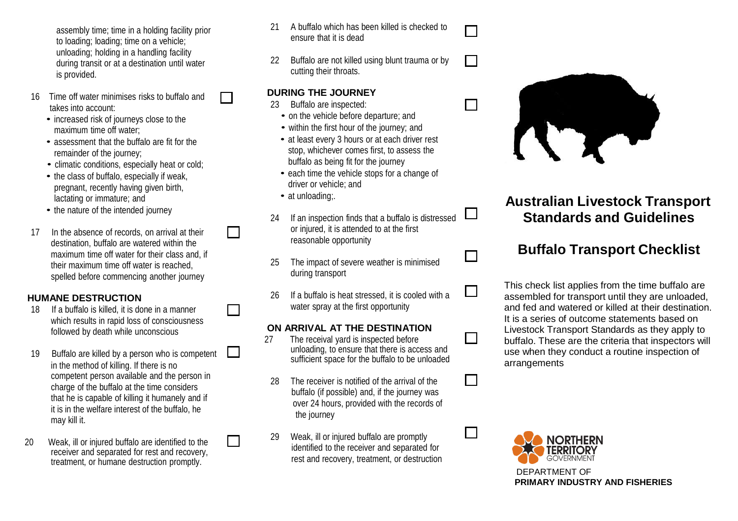assembly time; time in a holding facility prior to loading; loading; time on a vehicle; unloading; holding in a handling facility during transit or at a destination until water is provided.

16 Time off water minimises risks to buffalo and takes into account: ☐
- increased risk of journeys close to the maximum time off water;
- assessment that the buffalo are fit for the remainder of the journey;
- climatic conditions, especially heat or cold;
- the class of buffalo, especially if weak, pregnant, recently having given birth, lactating or immature; and
- the nature of the intended journey

17 In the absence of records, on arrival at their destination, buffalo are watered within the maximum time off water for their class and, if their maximum time off water is reached, spelled before commencing another journey ☐

**HUMANE DESTRUCTION**

18 If a buffalo is killed, it is done in a manner which results in rapid loss of consciousness followed by death while unconscious ☐

19 Buffalo are killed by a person who is competent in the method of killing. If there is no competent person available and the person in charge of the buffalo at the time considers that he is capable of killing it humanely and if it is in the welfare interest of the buffalo, he may kill it. ☐

20 Weak, ill or injured buffalo are identified to the receiver and separated for rest and recovery, treatment, or humane destruction promptly. ☐

21 A buffalo which has been killed is checked to ensure that it is dead ☐

22 Buffalo are not killed using blunt trauma or by cutting their throats. ☐

**DURING THE JOURNEY**

23 Buffalo are inspected: ☐
- on the vehicle before departure; and
- within the first hour of the journey; and
- at least every 3 hours or at each driver rest stop, whichever comes first, to assess the buffalo as being fit for the journey
- each time the vehicle stops for a change of driver or vehicle; and
- at unloading;.

24 If an inspection finds that a buffalo is distressed or injured, it is attended to at the first reasonable opportunity ☐

25 The impact of severe weather is minimised during transport ☐

26 If a buffalo is heat stressed, it is cooled with a water spray at the first opportunity ☐

**ON ARRIVAL AT THE DESTINATION**

27 The receival yard is inspected before unloading, to ensure that there is access and sufficient space for the buffalo to be unloaded ☐

28 The receiver is notified of the arrival of the buffalo (if possible) and, if the journey was over 24 hours, provided with the records of the journey ☐

29 Weak, ill or injured buffalo are promptly identified to the receiver and separated for rest and recovery, treatment, or destruction ☐

# Australian Livestock Transport Standards and Guidelines

# Buffalo Transport Checklist

This check list applies from the time buffalo are assembled for transport until they are unloaded, and fed and watered or killed at their destination. It is a series of outcome statements based on Livestock Transport Standards as they apply to buffalo. These are the criteria that inspectors will use when they conduct a routine inspection of arrangements

NORTHERN TERRITORY GOVERNMENT

DEPARTMENT OF
**PRIMARY INDUSTRY AND FISHERIES**